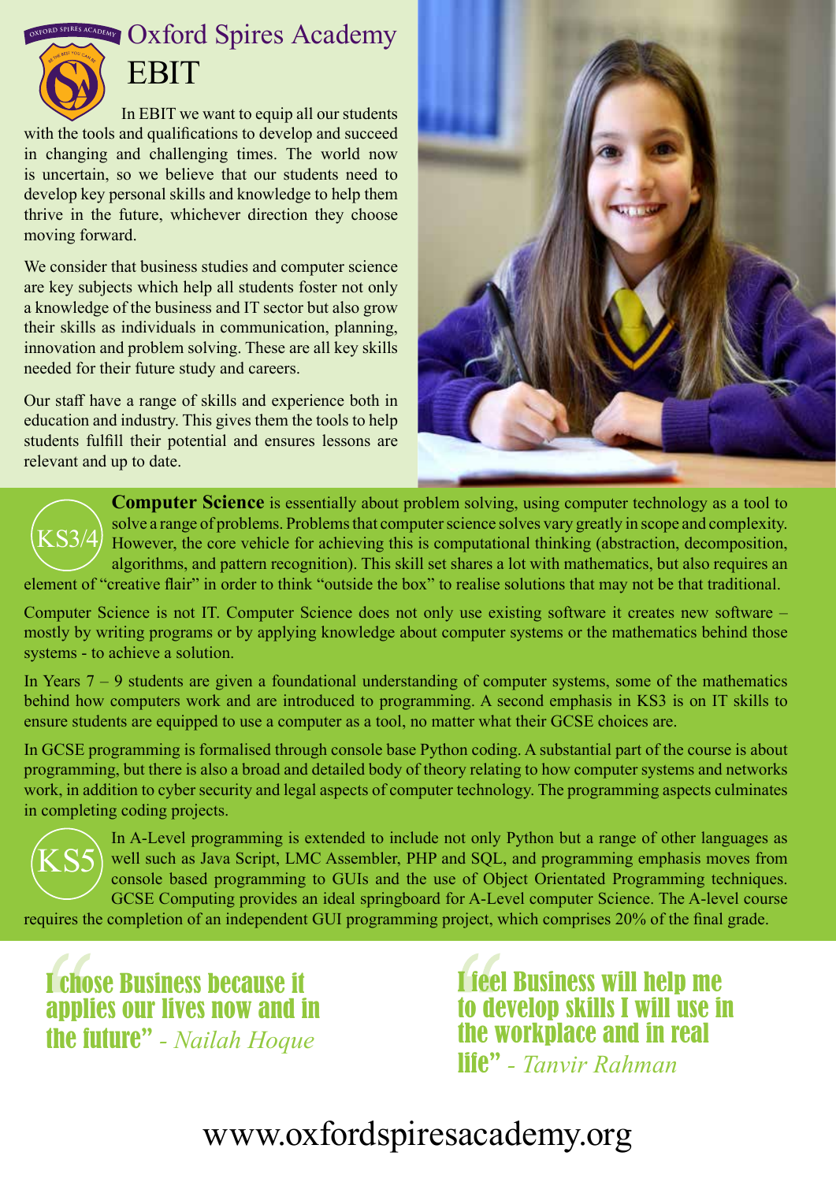# Oxford Spires Academy

## EBIT

In EBIT we want to equip all our students with the tools and qualifications to develop and succeed in changing and challenging times. The world now is uncertain, so we believe that our students need to develop key personal skills and knowledge to help them thrive in the future, whichever direction they choose moving forward.

We consider that business studies and computer science are key subjects which help all students foster not only a knowledge of the business and IT sector but also grow their skills as individuals in communication, planning, innovation and problem solving. These are all key skills needed for their future study and careers.

Our staff have a range of skills and experience both in education and industry. This gives them the tools to help students fulfill their potential and ensures lessons are relevant and up to date.

### KS3/4

**Computer Science** is essentially about problem solving, using computer technology as a tool to solve a range of problems. Problems that computer science solves vary greatly in scope and complexity. However, the core vehicle for achieving this is computational thinking (abstraction, decomposition, algorithms, and pattern recognition). This skill set shares a lot with mathematics, but also requires an element of "creative flair" in order to think "outside the box" to realise solutions that may not be that traditional.

Computer Science is not IT. Computer Science does not only use existing software it creates new software – mostly by writing programs or by applying knowledge about computer systems or the mathematics behind those systems - to achieve a solution.

In Years 7 – 9 students are given a foundational understanding of computer systems, some of the mathematics behind how computers work and are introduced to programming. A second emphasis in KS3 is on IT skills to ensure students are equipped to use a computer as a tool, no matter what their GCSE choices are.

In GCSE programming is formalised through console base Python coding. A substantial part of the course is about programming, but there is also a broad and detailed body of theory relating to how computer systems and networks work, in addition to cyber security and legal aspects of computer technology. The programming aspects culminates in completing coding projects.

### KS5

In A-Level programming is extended to include not only Python but a range of other languages as well such as Java Script, LMC Assembler, PHP and SQL, and programming emphasis moves from console based programming to GUIs and the use of Object Orientated Programming techniques. GCSE Computing provides an ideal springboard for A-Level computer Science. The A-level course requires the completion of an independent GUI programming project, which comprises 20% of the final grade.

> "I chose Business because it applies our lives now and in the future" - *Nailah Hoque*

> "I feel Business will help me to develop skills I will use in the workplace and in real life" - *Tanvir Rahman*

www.oxfordspiresacademy.org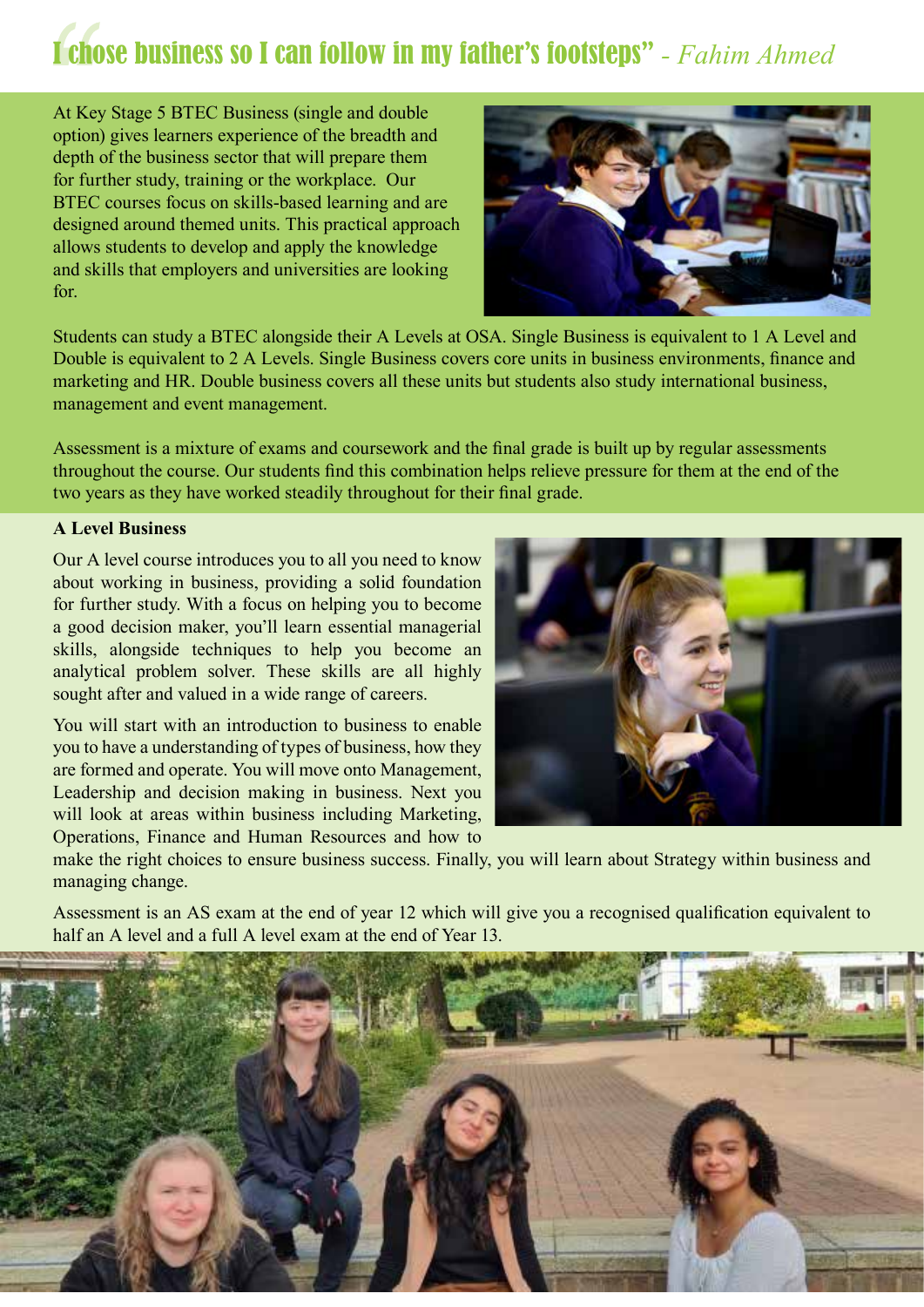# "I chose business so I can follow in my father's footsteps" - *Fahim Ahmed*

At Key Stage 5 BTEC Business (single and double option) gives learners experience of the breadth and depth of the business sector that will prepare them for further study, training or the workplace. Our BTEC courses focus on skills-based learning and are designed around themed units. This practical approach allows students to develop and apply the knowledge and skills that employers and universities are looking for.

Students can study a BTEC alongside their A Levels at OSA. Single Business is equivalent to 1 A Level and Double is equivalent to 2 A Levels. Single Business covers core units in business environments, finance and marketing and HR. Double business covers all these units but students also study international business, management and event management.

Assessment is a mixture of exams and coursework and the final grade is built up by regular assessments throughout the course. Our students find this combination helps relieve pressure for them at the end of the two years as they have worked steadily throughout for their final grade.

**A Level Business**

Our A level course introduces you to all you need to know about working in business, providing a solid foundation for further study. With a focus on helping you to become a good decision maker, you'll learn essential managerial skills, alongside techniques to help you become an analytical problem solver. These skills are all highly sought after and valued in a wide range of careers.

You will start with an introduction to business to enable you to have a understanding of types of business, how they are formed and operate. You will move onto Management, Leadership and decision making in business. Next you will look at areas within business including Marketing, Operations, Finance and Human Resources and how to make the right choices to ensure business success. Finally, you will learn about Strategy within business and managing change.

Assessment is an AS exam at the end of year 12 which will give you a recognised qualification equivalent to half an A level and a full A level exam at the end of Year 13.